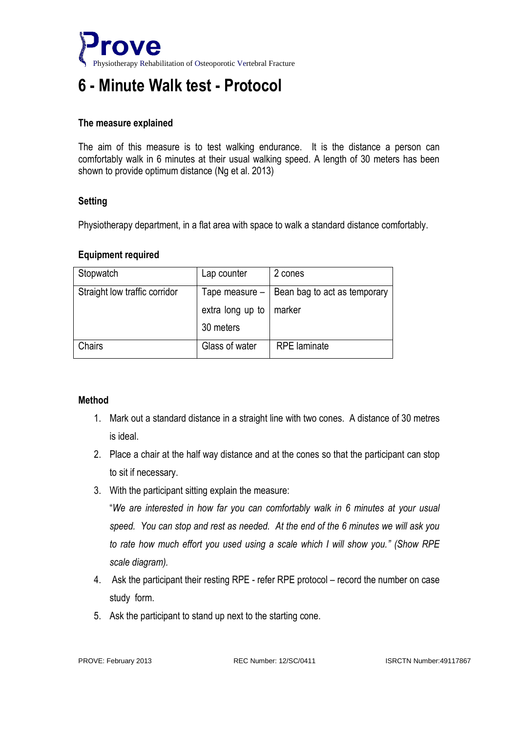# Prove

Physiotherapy Rehabilitation of Osteoporotic Vertebral Fracture

# 6 - Minute Walk test - Protocol

### The measure explained

The aim of this measure is to test walking endurance. It is the distance a person can comfortably walk in 6 minutes at their usual walking speed. A length of 30 meters has been shown to provide optimum distance (Ng et al. 2013)

### Setting

Physiotherapy department, in a flat area with space to walk a standard distance comfortably.

### Equipment required

| Stopwatch | Lap counter | 2 cones |
|---|---|---|
| Straight low traffic corridor | Tape measure – extra long up to 30 meters | Bean bag to act as temporary marker |
| Chairs | Glass of water | RPE laminate |

### Method

1. Mark out a standard distance in a straight line with two cones. A distance of 30 metres is ideal.
2. Place a chair at the half way distance and at the cones so that the participant can stop to sit if necessary.
3. With the participant sitting explain the measure:
   "*We are interested in how far you can comfortably walk in 6 minutes at your usual speed. You can stop and rest as needed. At the end of the 6 minutes we will ask you to rate how much effort you used using a scale which I will show you." (Show RPE scale diagram).*
4. Ask the participant their resting RPE - refer RPE protocol – record the number on case study form.
5. Ask the participant to stand up next to the starting cone.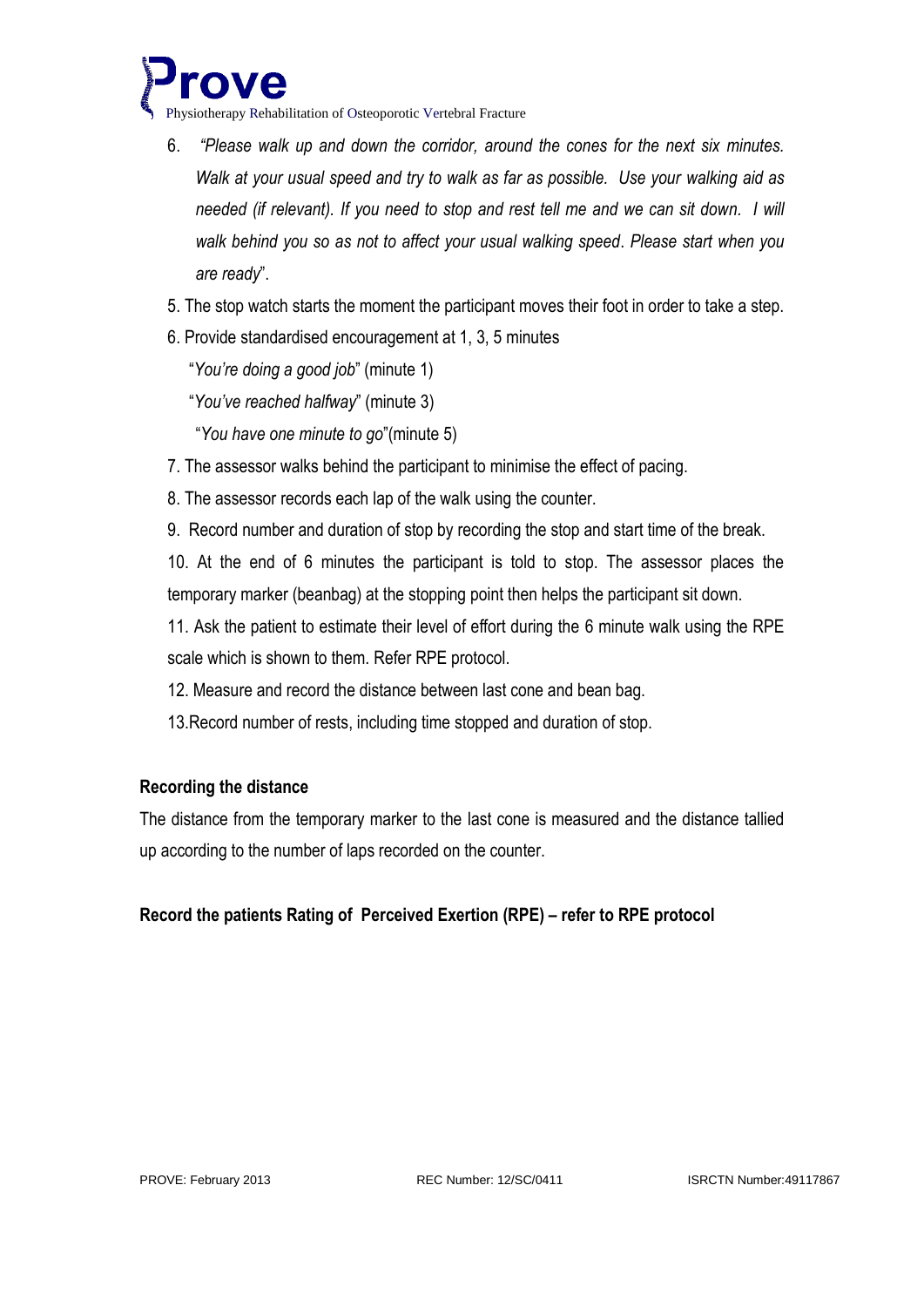6. *"Please walk up and down the corridor, around the cones for the next six minutes. Walk at your usual speed and try to walk as far as possible. Use your walking aid as needed (if relevant). If you need to stop and rest tell me and we can sit down. I will walk behind you so as not to affect your usual walking speed. Please start when you are ready*".

5. The stop watch starts the moment the participant moves their foot in order to take a step.

6. Provide standardised encouragement at 1, 3, 5 minutes

   "*You're doing a good job*" (minute 1)

   "*You've reached halfway*" (minute 3)

   "*You have one minute to go*"(minute 5)

7. The assessor walks behind the participant to minimise the effect of pacing.

8. The assessor records each lap of the walk using the counter.

9. Record number and duration of stop by recording the stop and start time of the break.

10. At the end of 6 minutes the participant is told to stop. The assessor places the temporary marker (beanbag) at the stopping point then helps the participant sit down.

11. Ask the patient to estimate their level of effort during the 6 minute walk using the RPE scale which is shown to them. Refer RPE protocol.

12. Measure and record the distance between last cone and bean bag.

13. Record number of rests, including time stopped and duration of stop.

**Recording the distance**

The distance from the temporary marker to the last cone is measured and the distance tallied up according to the number of laps recorded on the counter.

**Record the patients Rating of Perceived Exertion (RPE) – refer to RPE protocol**